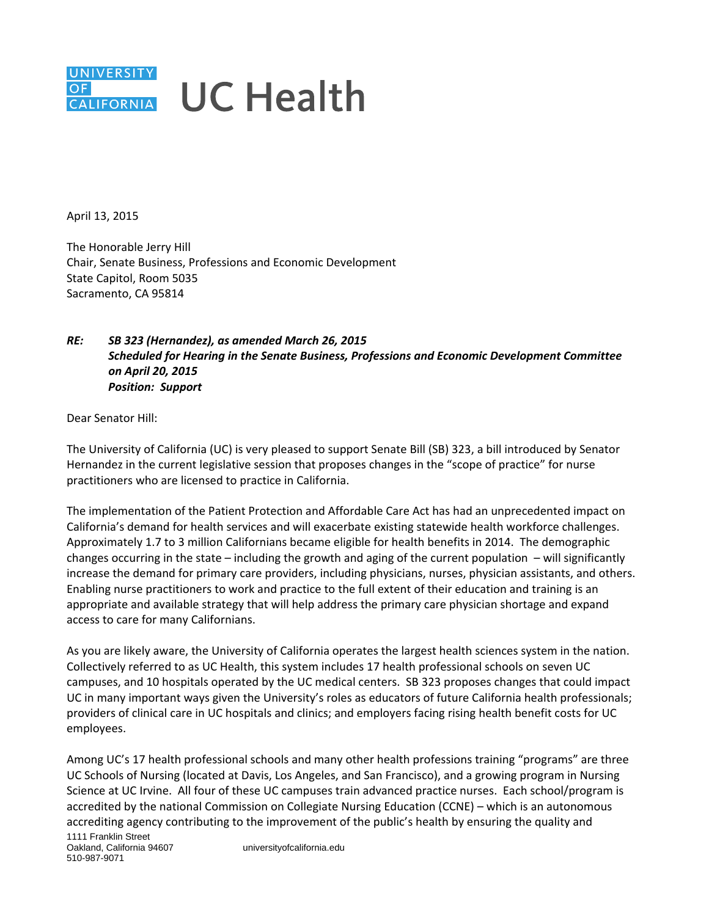# UNIVERSITY OF CALIFORNIA UC Health

April 13, 2015

The Honorable Jerry Hill
Chair, Senate Business, Professions and Economic Development
State Capitol, Room 5035
Sacramento, CA 95814

***RE: SB 323 (Hernandez), as amended March 26, 2015***
***Scheduled for Hearing in the Senate Business, Professions and Economic Development Committee on April 20, 2015***
***Position: Support***

Dear Senator Hill:

The University of California (UC) is very pleased to support Senate Bill (SB) 323, a bill introduced by Senator Hernandez in the current legislative session that proposes changes in the "scope of practice" for nurse practitioners who are licensed to practice in California.

The implementation of the Patient Protection and Affordable Care Act has had an unprecedented impact on California's demand for health services and will exacerbate existing statewide health workforce challenges. Approximately 1.7 to 3 million Californians became eligible for health benefits in 2014. The demographic changes occurring in the state – including the growth and aging of the current population – will significantly increase the demand for primary care providers, including physicians, nurses, physician assistants, and others. Enabling nurse practitioners to work and practice to the full extent of their education and training is an appropriate and available strategy that will help address the primary care physician shortage and expand access to care for many Californians.

As you are likely aware, the University of California operates the largest health sciences system in the nation. Collectively referred to as UC Health, this system includes 17 health professional schools on seven UC campuses, and 10 hospitals operated by the UC medical centers. SB 323 proposes changes that could impact UC in many important ways given the University's roles as educators of future California health professionals; providers of clinical care in UC hospitals and clinics; and employers facing rising health benefit costs for UC employees.

Among UC's 17 health professional schools and many other health professions training "programs" are three UC Schools of Nursing (located at Davis, Los Angeles, and San Francisco), and a growing program in Nursing Science at UC Irvine. All four of these UC campuses train advanced practice nurses. Each school/program is accredited by the national Commission on Collegiate Nursing Education (CCNE) – which is an autonomous accrediting agency contributing to the improvement of the public's health by ensuring the quality and

1111 Franklin Street
Oakland, California 94607
510-987-9071
universityofcalifornia.edu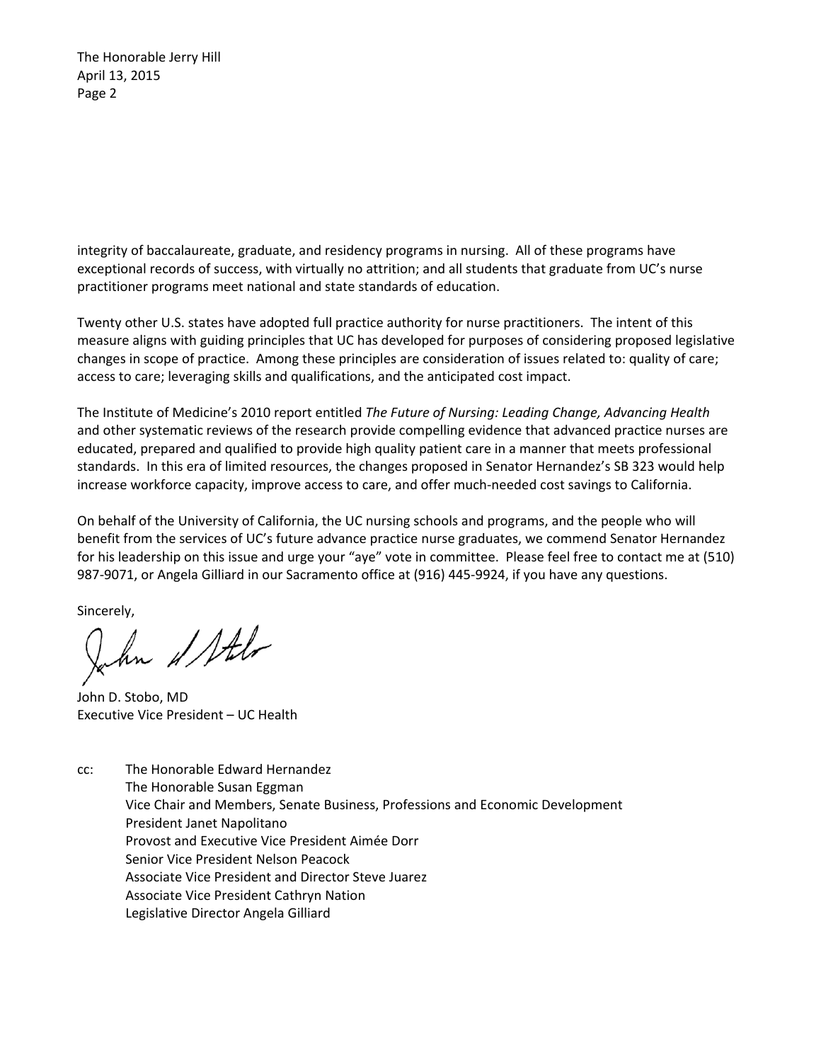integrity of baccalaureate, graduate, and residency programs in nursing. All of these programs have exceptional records of success, with virtually no attrition; and all students that graduate from UC's nurse practitioner programs meet national and state standards of education.

Twenty other U.S. states have adopted full practice authority for nurse practitioners. The intent of this measure aligns with guiding principles that UC has developed for purposes of considering proposed legislative changes in scope of practice. Among these principles are consideration of issues related to: quality of care; access to care; leveraging skills and qualifications, and the anticipated cost impact.

The Institute of Medicine's 2010 report entitled *The Future of Nursing: Leading Change, Advancing Health* and other systematic reviews of the research provide compelling evidence that advanced practice nurses are educated, prepared and qualified to provide high quality patient care in a manner that meets professional standards. In this era of limited resources, the changes proposed in Senator Hernandez's SB 323 would help increase workforce capacity, improve access to care, and offer much-needed cost savings to California.

On behalf of the University of California, the UC nursing schools and programs, and the people who will benefit from the services of UC's future advance practice nurse graduates, we commend Senator Hernandez for his leadership on this issue and urge your "aye" vote in committee. Please feel free to contact me at (510) 987-9071, or Angela Gilliard in our Sacramento office at (916) 445-9924, if you have any questions.

Sincerely,

John D. Stobo, MD
Executive Vice President – UC Health

cc: The Honorable Edward Hernandez
The Honorable Susan Eggman
Vice Chair and Members, Senate Business, Professions and Economic Development
President Janet Napolitano
Provost and Executive Vice President Aimée Dorr
Senior Vice President Nelson Peacock
Associate Vice President and Director Steve Juarez
Associate Vice President Cathryn Nation
Legislative Director Angela Gilliard